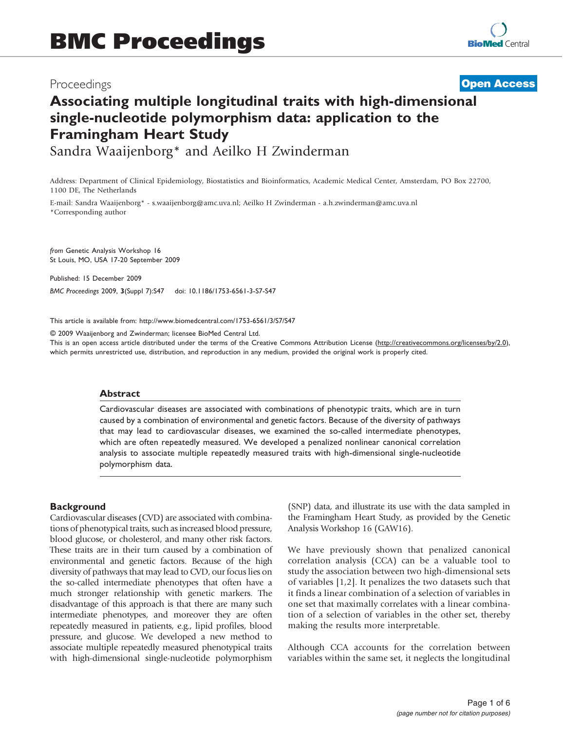# BMC Proceedings

Proceedings

**Open Access**

# Associating multiple longitudinal traits with high-dimensional single-nucleotide polymorphism data: application to the Framingham Heart Study

Sandra Waaijenborg* and Aeilko H Zwinderman

Address: Department of Clinical Epidemiology, Biostatistics and Bioinformatics, Academic Medical Center, Amsterdam, PO Box 22700, 1100 DE, The Netherlands

E-mail: Sandra Waaijenborg* - s.waaijenborg@amc.uva.nl; Aeilko H Zwinderman - a.h.zwinderman@amc.uva.nl
*Corresponding author

*from* Genetic Analysis Workshop 16
St Louis, MO, USA 17-20 September 2009

Published: 15 December 2009

*BMC Proceedings* 2009, **3**(Suppl 7):S47 doi: 10.1186/1753-6561-3-S7-S47

This article is available from: http://www.biomedcentral.com/1753-6561/3/S7/S47

© 2009 Waaijenborg and Zwinderman; licensee BioMed Central Ltd.
This is an open access article distributed under the terms of the Creative Commons Attribution License (http://creativecommons.org/licenses/by/2.0), which permits unrestricted use, distribution, and reproduction in any medium, provided the original work is properly cited.

## Abstract

Cardiovascular diseases are associated with combinations of phenotypic traits, which are in turn caused by a combination of environmental and genetic factors. Because of the diversity of pathways that may lead to cardiovascular diseases, we examined the so-called intermediate phenotypes, which are often repeatedly measured. We developed a penalized nonlinear canonical correlation analysis to associate multiple repeatedly measured traits with high-dimensional single-nucleotide polymorphism data.

## Background

Cardiovascular diseases (CVD) are associated with combinations of phenotypical traits, such as increased blood pressure, blood glucose, or cholesterol, and many other risk factors. These traits are in their turn caused by a combination of environmental and genetic factors. Because of the high diversity of pathways that may lead to CVD, our focus lies on the so-called intermediate phenotypes that often have a much stronger relationship with genetic markers. The disadvantage of this approach is that there are many such intermediate phenotypes, and moreover they are often repeatedly measured in patients, e.g., lipid profiles, blood pressure, and glucose. We developed a new method to associate multiple repeatedly measured phenotypical traits with high-dimensional single-nucleotide polymorphism (SNP) data, and illustrate its use with the data sampled in the Framingham Heart Study, as provided by the Genetic Analysis Workshop 16 (GAW16).

We have previously shown that penalized canonical correlation analysis (CCA) can be a valuable tool to study the association between two high-dimensional sets of variables [1,2]. It penalizes the two datasets such that it finds a linear combination of a selection of variables in one set that maximally correlates with a linear combination of a selection of variables in the other set, thereby making the results more interpretable.

Although CCA accounts for the correlation between variables within the same set, it neglects the longitudinal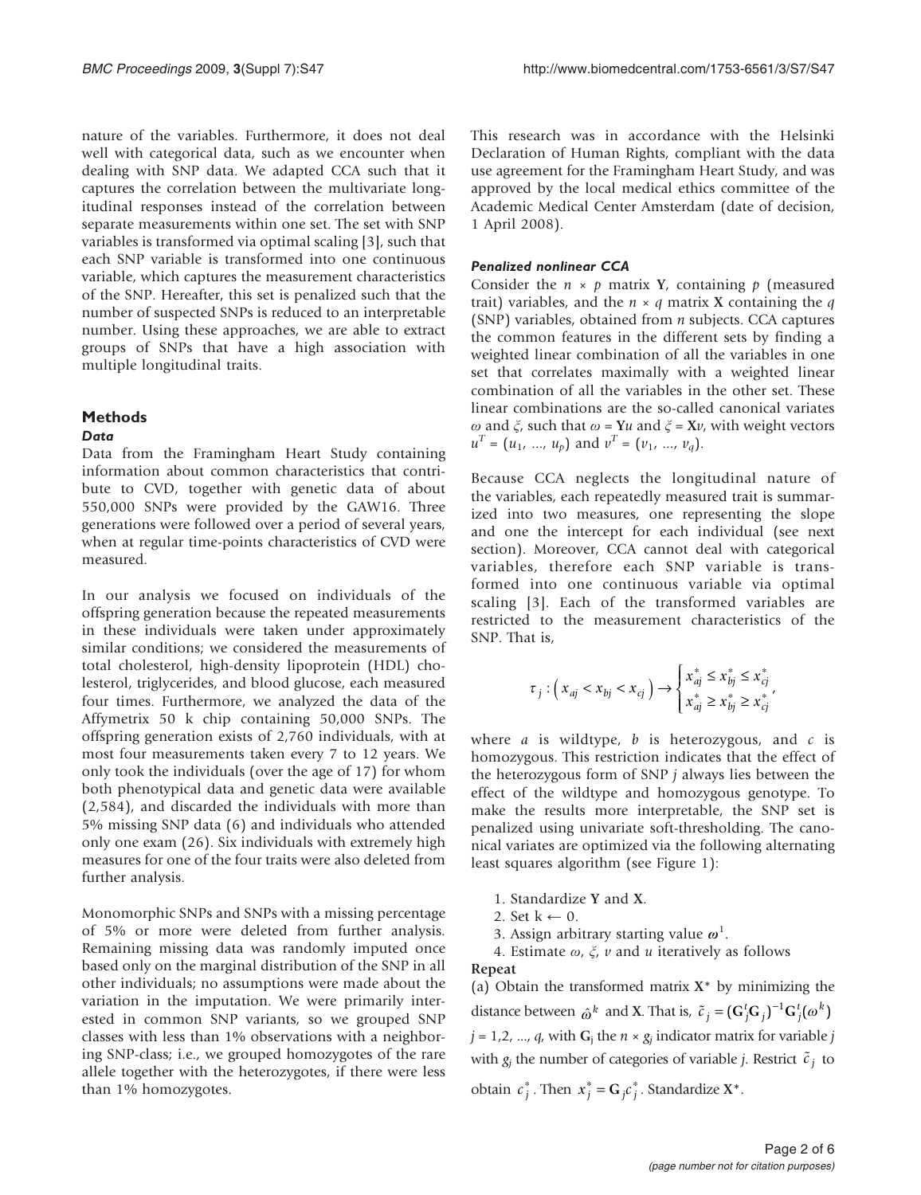nature of the variables. Furthermore, it does not deal well with categorical data, such as we encounter when dealing with SNP data. We adapted CCA such that it captures the correlation between the multivariate longitudinal responses instead of the correlation between separate measurements within one set. The set with SNP variables is transformed via optimal scaling [3], such that each SNP variable is transformed into one continuous variable, which captures the measurement characteristics of the SNP. Hereafter, this set is penalized such that the number of suspected SNPs is reduced to an interpretable number. Using these approaches, we are able to extract groups of SNPs that have a high association with multiple longitudinal traits.

## Methods

### *Data*

Data from the Framingham Heart Study containing information about common characteristics that contribute to CVD, together with genetic data of about 550,000 SNPs were provided by the GAW16. Three generations were followed over a period of several years, when at regular time-points characteristics of CVD were measured.

In our analysis we focused on individuals of the offspring generation because the repeated measurements in these individuals were taken under approximately similar conditions; we considered the measurements of total cholesterol, high-density lipoprotein (HDL) cholesterol, triglycerides, and blood glucose, each measured four times. Furthermore, we analyzed the data of the Affymetrix 50 k chip containing 50,000 SNPs. The offspring generation exists of 2,760 individuals, with at most four measurements taken every 7 to 12 years. We only took the individuals (over the age of 17) for whom both phenotypical data and genetic data were available (2,584), and discarded the individuals with more than 5% missing SNP data (6) and individuals who attended only one exam (26). Six individuals with extremely high measures for one of the four traits were also deleted from further analysis.

Monomorphic SNPs and SNPs with a missing percentage of 5% or more were deleted from further analysis. Remaining missing data was randomly imputed once based only on the marginal distribution of the SNP in all other individuals; no assumptions were made about the variation in the imputation. We were primarily interested in common SNP variants, so we grouped SNP classes with less than 1% observations with a neighboring SNP-class; i.e., we grouped homozygotes of the rare allele together with the heterozygotes, if there were less than 1% homozygotes.

This research was in accordance with the Helsinki Declaration of Human Rights, compliant with the data use agreement for the Framingham Heart Study, and was approved by the local medical ethics committee of the Academic Medical Center Amsterdam (date of decision, 1 April 2008).

### *Penalized nonlinear CCA*

Consider the $n \times p$ matrix $\mathbf{Y}$, containing $p$ (measured trait) variables, and the $n \times q$ matrix $\mathbf{X}$ containing the $q$ (SNP) variables, obtained from $n$ subjects. CCA captures the common features in the different sets by finding a weighted linear combination of all the variables in one set that correlates maximally with a weighted linear combination of all the variables in the other set. These linear combinations are the so-called canonical variates $\omega$ and $\xi$, such that $\omega = \mathbf{Y}u$ and $\xi = \mathbf{X}v$, with weight vectors $u^T = (u_1, \ldots, u_p)$ and $v^T = (v_1, \ldots, v_q)$.

Because CCA neglects the longitudinal nature of the variables, each repeatedly measured trait is summarized into two measures, one representing the slope and one the intercept for each individual (see next section). Moreover, CCA cannot deal with categorical variables, therefore each SNP variable is transformed into one continuous variable via optimal scaling [3]. Each of the transformed variables are restricted to the measurement characteristics of the SNP. That is,

$$\tau_j : \left( x_{aj} < x_{bj} < x_{cj} \right) \rightarrow \begin{cases} x^*_{aj} \leq x^*_{bj} \leq x^*_{cj} \\ x^*_{aj} \geq x^*_{bj} \geq x^*_{cj} \end{cases},$$

where $a$ is wildtype, $b$ is heterozygous, and $c$ is homozygous. This restriction indicates that the effect of the heterozygous form of SNP $j$ always lies between the effect of the wildtype and homozygous genotype. To make the results more interpretable, the SNP set is penalized using univariate soft-thresholding. The canonical variates are optimized via the following alternating least squares algorithm (see Figure 1):

1. Standardize $\mathbf{Y}$ and $\mathbf{X}$.
2. Set $k \leftarrow 0$.
3. Assign arbitrary starting value $\boldsymbol{\omega}^1$.
4. Estimate $\omega$, $\xi$, $v$ and $u$ iteratively as follows

**Repeat**

(a) Obtain the transformed matrix $\mathbf{X}^*$ by minimizing the distance between $\hat{\omega}^k$ and $\mathbf{X}$. That is, $\tilde{c}_j = (\mathbf{G}_j^t \mathbf{G}_j)^{-1} \mathbf{G}_j^t (\omega^k)$ $j = 1,2, \ldots, q$, with $\mathbf{G}_j$ the $n \times g_j$ indicator matrix for variable $j$ with $g_j$ the number of categories of variable $j$. Restrict $\tilde{c}_j$ to obtain $c^*_j$. Then $x^*_j = \mathbf{G}_j c^*_j$. Standardize $\mathbf{X}^*$.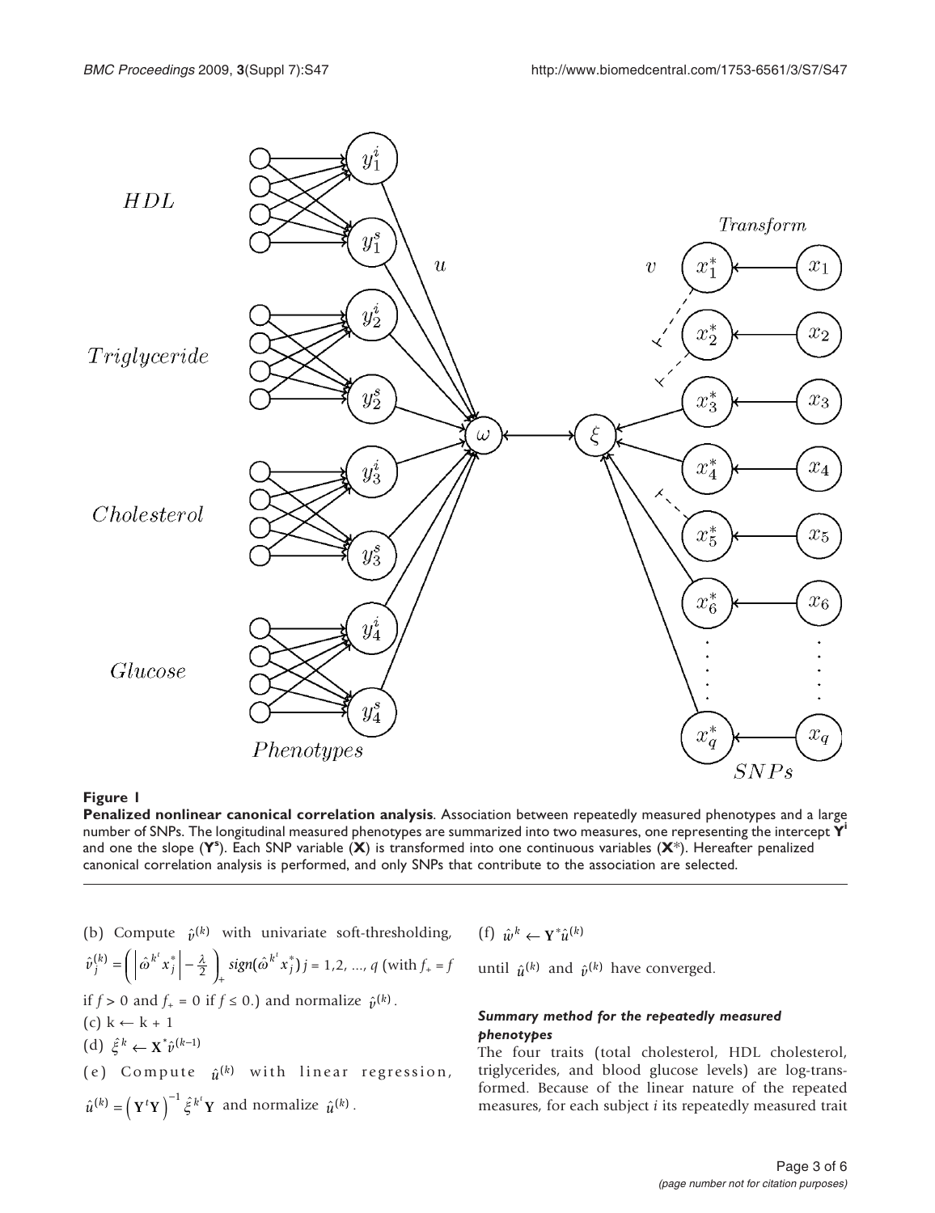**Figure 1**

**Penalized nonlinear canonical correlation analysis**. Association between repeatedly measured phenotypes and a large number of SNPs. The longitudinal measured phenotypes are summarized into two measures, one representing the intercept $\mathbf{Y^i}$ and one the slope ($\mathbf{Y^s}$). Each SNP variable ($\mathbf{X}$) is transformed into one continuous variables ($\mathbf{X}^*$). Hereafter penalized canonical correlation analysis is performed, and only SNPs that contribute to the association are selected.

(b) Compute $\hat{v}^{(k)}$ with univariate soft-thresholding, $\hat{v}_j^{(k)} = \left( \left| \hat{\omega}^{k^t} x_j^* \right| - \frac{\lambda}{2} \right)_+ sign(\hat{\omega}^{k^t} x_j^*)$ $j = 1,2, ..., q$ (with $f_+ = f$ if $f > 0$ and $f_+ = 0$ if $f \leq 0$.) and normalize $\hat{v}^{(k)}$.

(c) $k \leftarrow k + 1$

(d) $\hat{\xi}^k \leftarrow \mathbf{X}^* \hat{v}^{(k-1)}$

(e) Compute $\hat{u}^{(k)}$ with linear regression, $\hat{u}^{(k)} = \left( \mathbf{Y}^t \mathbf{Y} \right)^{-1} \hat{\xi}^{k^t} \mathbf{Y}$ and normalize $\hat{u}^{(k)}$.

(f) $\hat{w}^k \leftarrow \mathbf{Y}^* \hat{u}^{(k)}$

until $\hat{u}^{(k)}$ and $\hat{v}^{(k)}$ have converged.

### *Summary method for the repeatedly measured phenotypes*

The four traits (total cholesterol, HDL cholesterol, triglycerides, and blood glucose levels) are log-transformed. Because of the linear nature of the repeated measures, for each subject *i* its repeatedly measured trait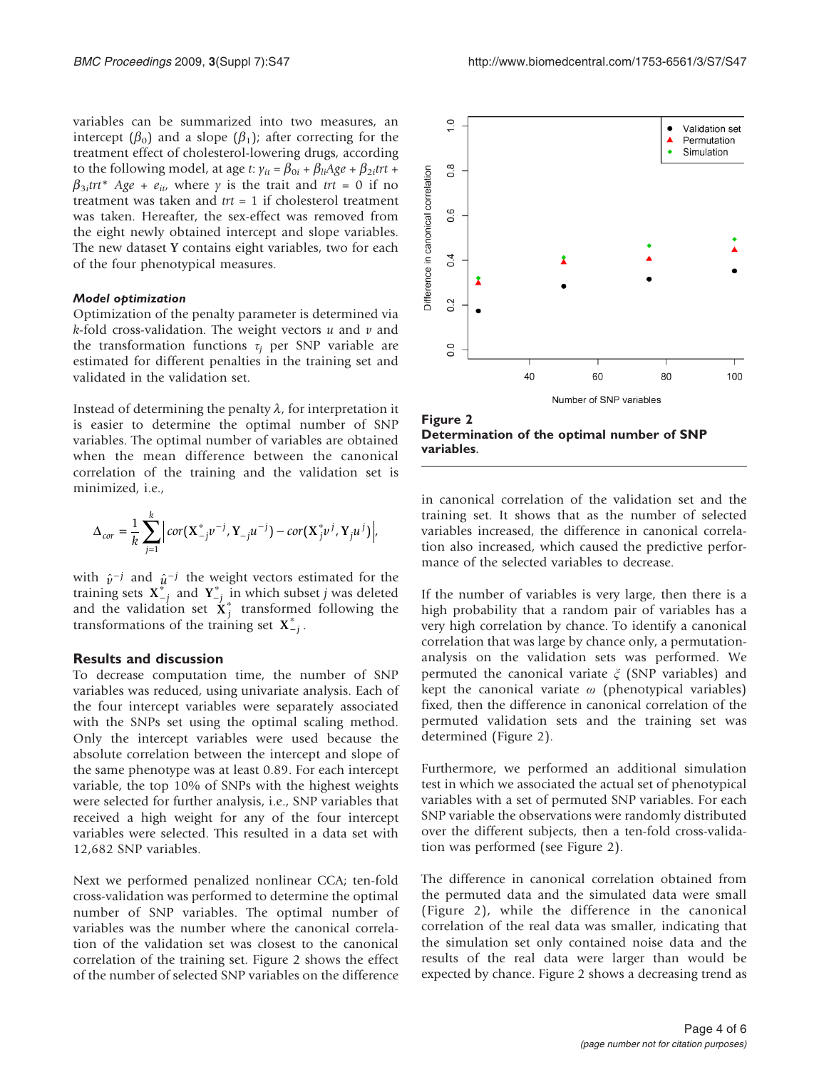variables can be summarized into two measures, an intercept ($\beta_0$) and a slope ($\beta_1$); after correcting for the treatment effect of cholesterol-lowering drugs, according to the following model, at age $t$: $y_{it} = \beta_{0i} + \beta_{1i}Age + \beta_{2i}trt + \beta_{3i}trt^{*}\ Age + e_{it}$, where $y$ is the trait and $trt = 0$ if no treatment was taken and $trt = 1$ if cholesterol treatment was taken. Hereafter, the sex-effect was removed from the eight newly obtained intercept and slope variables. The new dataset **Y** contains eight variables, two for each of the four phenotypical measures.

### *Model optimization*

Optimization of the penalty parameter is determined via $k$-fold cross-validation. The weight vectors $u$ and $v$ and the transformation functions $\tau_j$ per SNP variable are estimated for different penalties in the training set and validated in the validation set.

Instead of determining the penalty $\lambda$, for interpretation it is easier to determine the optimal number of SNP variables. The optimal number of variables are obtained when the mean difference between the canonical correlation of the training and the validation set is minimized, i.e.,

$$\Delta_{cor} = \frac{1}{k}\sum_{j=1}^{k}\left| cor(\mathbf{X}_{-j}^{*}v^{-j}, \mathbf{Y}_{-j}u^{-j}) - cor(\mathbf{X}_{j}^{*}v^{j}, \mathbf{Y}_{j}u^{j}) \right|,$$

with $\hat{v}^{-j}$ and $\hat{u}^{-j}$ the weight vectors estimated for the training sets $\mathbf{X}_{-j}^{*}$ and $\mathbf{Y}_{-j}^{*}$ in which subset $j$ was deleted and the validation set $\mathbf{X}_{j}^{*}$ transformed following the transformations of the training set $\mathbf{X}_{-j}^{*}$.

## Results and discussion

To decrease computation time, the number of SNP variables was reduced, using univariate analysis. Each of the four intercept variables were separately associated with the SNPs set using the optimal scaling method. Only the intercept variables were used because the absolute correlation between the intercept and slope of the same phenotype was at least 0.89. For each intercept variable, the top 10% of SNPs with the highest weights were selected for further analysis, i.e., SNP variables that received a high weight for any of the four intercept variables were selected. This resulted in a data set with 12,682 SNP variables.

Next we performed penalized nonlinear CCA; ten-fold cross-validation was performed to determine the optimal number of SNP variables. The optimal number of variables was the number where the canonical correlation of the validation set was closest to the canonical correlation of the training set. Figure 2 shows the effect of the number of selected SNP variables on the difference in canonical correlation of the validation set and the training set. It shows that as the number of selected variables increased, the difference in canonical correlation also increased, which caused the predictive performance of the selected variables to decrease.

**Figure 2**
**Determination of the optimal number of SNP variables.**

If the number of variables is very large, then there is a high probability that a random pair of variables has a very high correlation by chance. To identify a canonical correlation that was large by chance only, a permutation-analysis on the validation sets was performed. We permuted the canonical variate $\xi$ (SNP variables) and kept the canonical variate $\omega$ (phenotypical variables) fixed, then the difference in canonical correlation of the permuted validation sets and the training set was determined (Figure 2).

Furthermore, we performed an additional simulation test in which we associated the actual set of phenotypical variables with a set of permuted SNP variables. For each SNP variable the observations were randomly distributed over the different subjects, then a ten-fold cross-validation was performed (see Figure 2).

The difference in canonical correlation obtained from the permuted data and the simulated data were small (Figure 2), while the difference in the canonical correlation of the real data was smaller, indicating that the simulation set only contained noise data and the results of the real data were larger than would be expected by chance. Figure 2 shows a decreasing trend as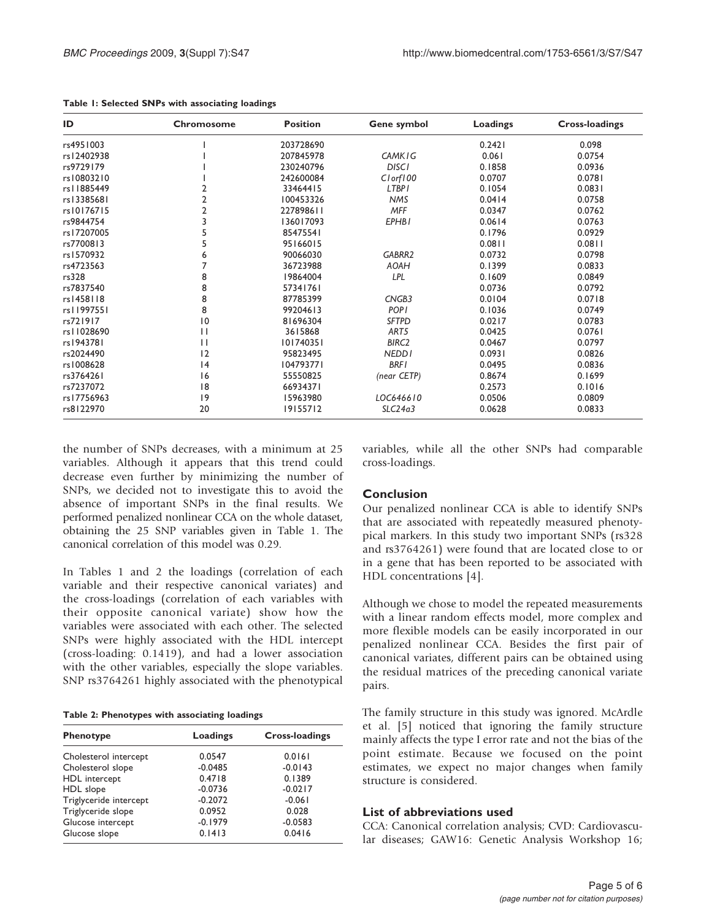**Table 1: Selected SNPs with associating loadings**

| ID | Chromosome | Position | Gene symbol | Loadings | Cross-loadings |
|---|---|---|---|---|---|
| rs4951003 | 1 | 203728690 | | 0.2421 | 0.098 |
| rs12402938 | 1 | 207845978 | *CAMK1G* | 0.061 | 0.0754 |
| rs9729179 | 1 | 230240796 | *DISC1* | 0.1858 | 0.0936 |
| rs10803210 | 1 | 242600084 | *C1orf100* | 0.0707 | 0.0781 |
| rs11885449 | 2 | 33464415 | *LTBP1* | 0.1054 | 0.0831 |
| rs13385681 | 2 | 100453326 | *NMS* | 0.0414 | 0.0758 |
| rs10176715 | 2 | 227898611 | *MFF* | 0.0347 | 0.0762 |
| rs9844754 | 3 | 136017093 | *EPHB1* | 0.0614 | 0.0763 |
| rs17207005 | 5 | 85475541 | | 0.1796 | 0.0929 |
| rs7700813 | 5 | 95166015 | | 0.0811 | 0.0811 |
| rs1570932 | 6 | 90066030 | *GABRR2* | 0.0732 | 0.0798 |
| rs4723563 | 7 | 36723988 | *AOAH* | 0.1399 | 0.0833 |
| rs328 | 8 | 19864004 | *LPL* | 0.1609 | 0.0849 |
| rs7837540 | 8 | 57341761 | | 0.0736 | 0.0792 |
| rs1458118 | 8 | 87785399 | *CNGB3* | 0.0104 | 0.0718 |
| rs11997551 | 8 | 99204613 | *POP1* | 0.1036 | 0.0749 |
| rs721917 | 10 | 81696304 | *SFTPD* | 0.0217 | 0.0783 |
| rs11028690 | 11 | 3615868 | *ART5* | 0.0425 | 0.0761 |
| rs1943781 | 11 | 101740351 | *BIRC2* | 0.0467 | 0.0797 |
| rs2024490 | 12 | 95823495 | *NEDD1* | 0.0931 | 0.0826 |
| rs1008628 | 14 | 104793771 | *BRF1* | 0.0495 | 0.0836 |
| rs3764261 | 16 | 55550825 | *(near CETP)* | 0.8674 | 0.1699 |
| rs7237072 | 18 | 66934371 | | 0.2573 | 0.1016 |
| rs17756963 | 19 | 15963980 | *LOC646610* | 0.0506 | 0.0809 |
| rs8122970 | 20 | 19155712 | *SLC24a3* | 0.0628 | 0.0833 |

the number of SNPs decreases, with a minimum at 25 variables. Although it appears that this trend could decrease even further by minimizing the number of SNPs, we decided not to investigate this to avoid the absence of important SNPs in the final results. We performed penalized nonlinear CCA on the whole dataset, obtaining the 25 SNP variables given in Table 1. The canonical correlation of this model was 0.29.

In Tables 1 and 2 the loadings (correlation of each variable and their respective canonical variates) and the cross-loadings (correlation of each variables with their opposite canonical variate) show how the variables were associated with each other. The selected SNPs were highly associated with the HDL intercept (cross-loading: 0.1419), and had a lower association with the other variables, especially the slope variables. SNP rs3764261 highly associated with the phenotypical variables, while all the other SNPs had comparable cross-loadings.

**Table 2: Phenotypes with associating loadings**

| Phenotype | Loadings | Cross-loadings |
|---|---|---|
| Cholesterol intercept | 0.0547 | 0.0161 |
| Cholesterol slope | -0.0485 | -0.0143 |
| HDL intercept | 0.4718 | 0.1389 |
| HDL slope | -0.0736 | -0.0217 |
| Triglyceride intercept | -0.2072 | -0.061 |
| Triglyceride slope | 0.0952 | 0.028 |
| Glucose intercept | -0.1979 | -0.0583 |
| Glucose slope | 0.1413 | 0.0416 |

## Conclusion

Our penalized nonlinear CCA is able to identify SNPs that are associated with repeatedly measured phenotypical markers. In this study two important SNPs (rs328 and rs3764261) were found that are located close to or in a gene that has been reported to be associated with HDL concentrations [4].

Although we chose to model the repeated measurements with a linear random effects model, more complex and more flexible models can be easily incorporated in our penalized nonlinear CCA. Besides the first pair of canonical variates, different pairs can be obtained using the residual matrices of the preceding canonical variate pairs.

The family structure in this study was ignored. McArdle et al. [5] noticed that ignoring the family structure mainly affects the type I error rate and not the bias of the point estimate. Because we focused on the point estimates, we expect no major changes when family structure is considered.

## List of abbreviations used

CCA: Canonical correlation analysis; CVD: Cardiovascular diseases; GAW16: Genetic Analysis Workshop 16;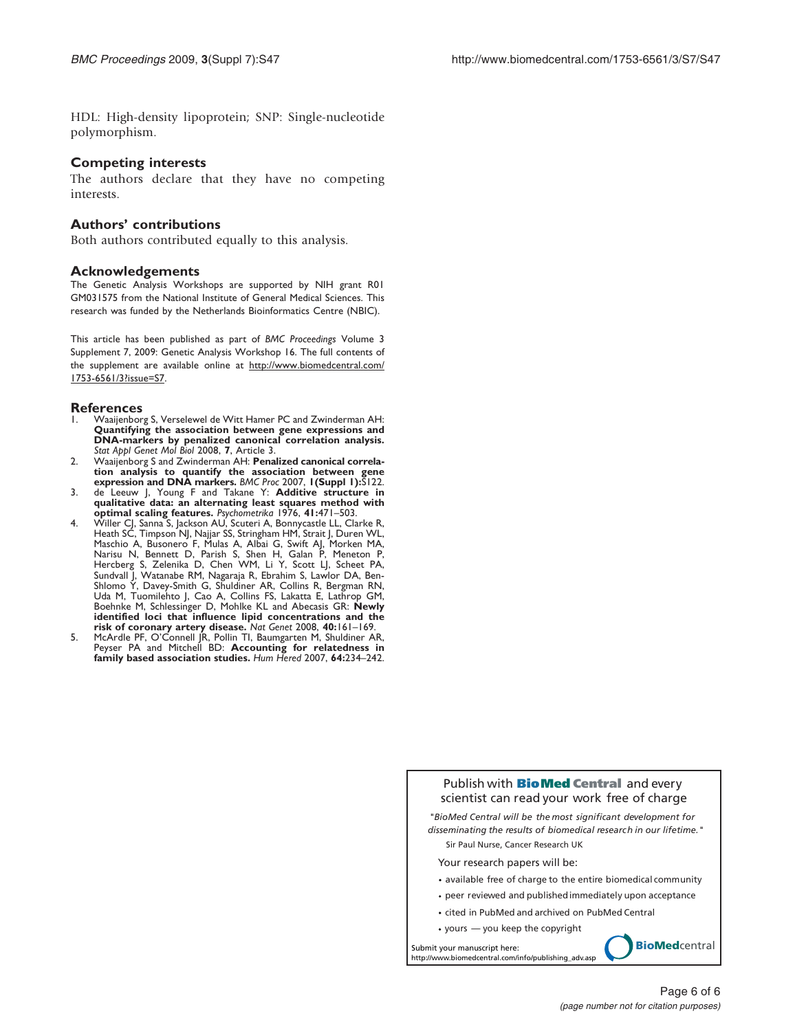HDL: High-density lipoprotein; SNP: Single-nucleotide polymorphism.

## Competing interests

The authors declare that they have no competing interests.

## Authors' contributions

Both authors contributed equally to this analysis.

## Acknowledgements

The Genetic Analysis Workshops are supported by NIH grant R01 GM031575 from the National Institute of General Medical Sciences. This research was funded by the Netherlands Bioinformatics Centre (NBIC).

This article has been published as part of *BMC Proceedings* Volume 3 Supplement 7, 2009: Genetic Analysis Workshop 16. The full contents of the supplement are available online at http://www.biomedcentral.com/1753-6561/3?issue=S7.

## References

1. Waaijenborg S, Verselewel de Witt Hamer PC and Zwinderman AH: **Quantifying the association between gene expressions and DNA-markers by penalized canonical correlation analysis.** *Stat Appl Genet Mol Biol* 2008, **7**, Article 3.
2. Waaijenborg S and Zwinderman AH: **Penalized canonical correlation analysis to quantify the association between gene expression and DNA markers.** *BMC Proc* 2007, **1(Suppl 1):**S122.
3. de Leeuw J, Young F and Takane Y: **Additive structure in qualitative data: an alternating least squares method with optimal scaling features.** *Psychometrika* 1976, **41:**471–503.
4. Willer CJ, Sanna S, Jackson AU, Scuteri A, Bonnycastle LL, Clarke R, Heath SC, Timpson NJ, Najjar SS, Stringham HM, Strait J, Duren WL, Maschio A, Busonero F, Mulas A, Albai G, Swift AJ, Morken MA, Narisu N, Bennett D, Parish S, Shen H, Galan P, Meneton P, Hercberg S, Zelenika D, Chen WM, Li Y, Scott LJ, Scheet PA, Sundvall J, Watanabe RM, Nagaraja R, Ebrahim S, Lawlor DA, Ben-Shlomo Y, Davey-Smith G, Shuldiner AR, Collins R, Bergman RN, Uda M, Tuomilehto J, Cao A, Collins FS, Lakatta E, Lathrop GM, Boehnke M, Schlessinger D, Mohlke KL and Abecasis GR: **Newly identified loci that influence lipid concentrations and the risk of coronary artery disease.** *Nat Genet* 2008, **40:**161–169.
5. McArdle PF, O'Connell JR, Pollin TI, Baumgarten M, Shuldiner AR, Peyser PA and Mitchell BD: **Accounting for relatedness in family based association studies.** *Hum Hered* 2007, **64:**234–242.